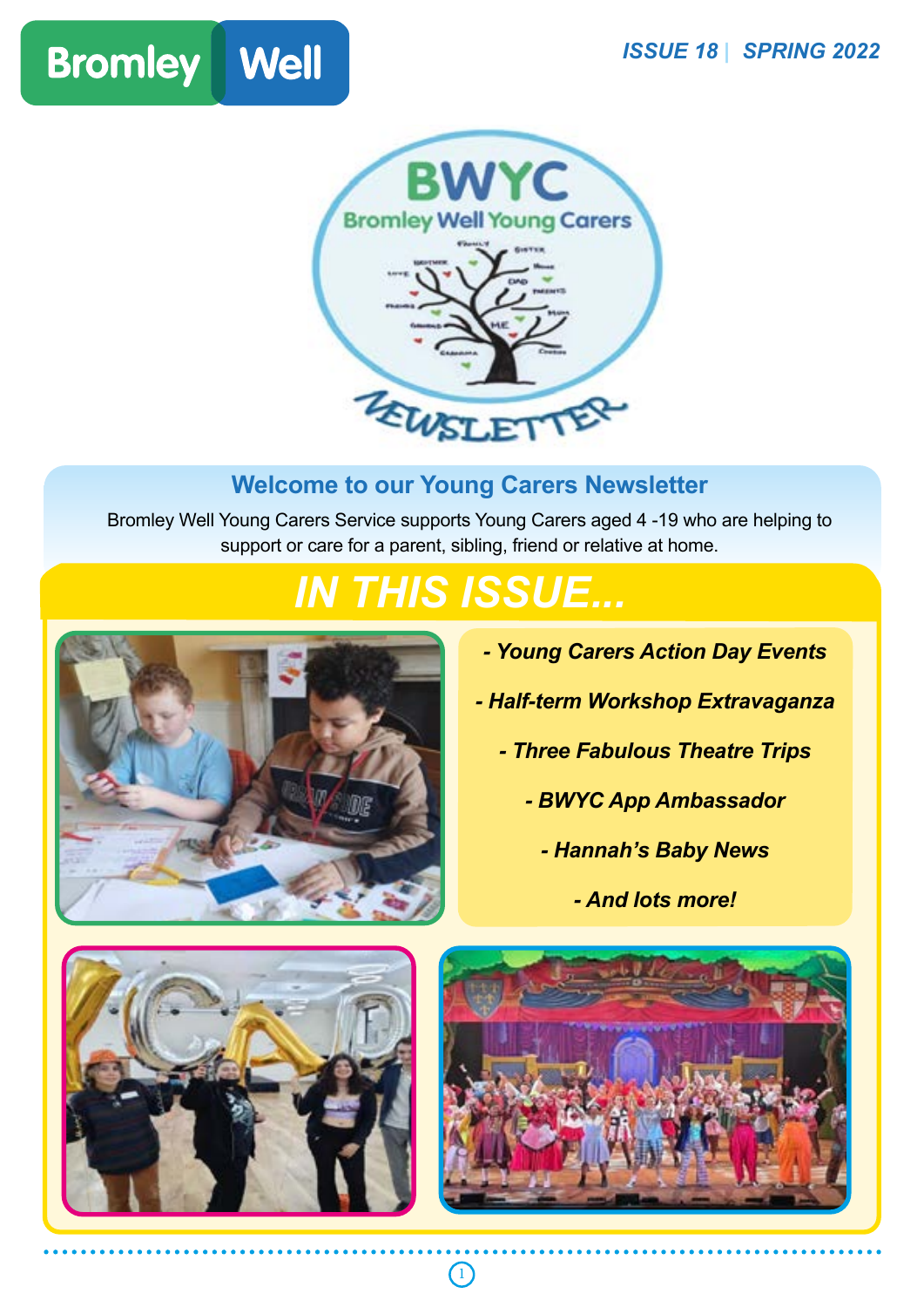Bromley Well

ISSUE 18 | SPRING 2022

# BWYC Bromley Well Young Carers Newsletter

## Welcome to our Young Carers Newsletter

Bromley Well Young Carers Service supports Young Carers aged 4 -19 who are helping to support or care for a parent, sibling, friend or relative at home.

## IN THIS ISSUE...

- *Young Carers Action Day Events*
- *Half-term Workshop Extravaganza*
- *Three Fabulous Theatre Trips*
- *BWYC App Ambassador*
- *Hannah's Baby News*
- *And lots more!*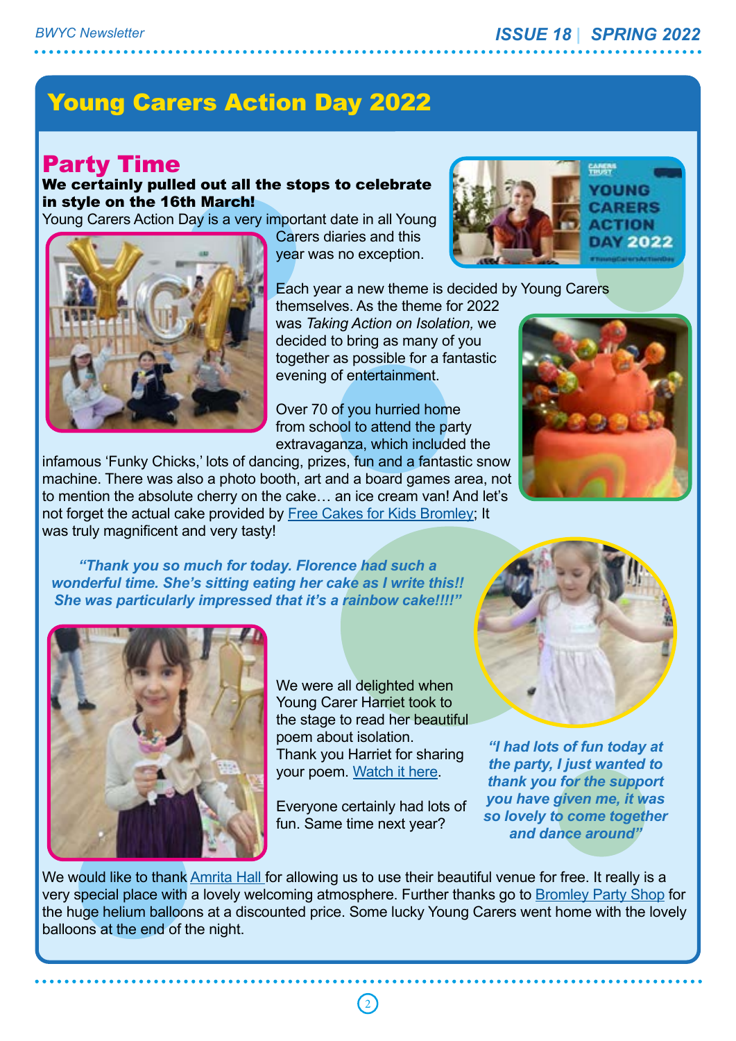# Young Carers Action Day 2022

## Party Time

**We certainly pulled out all the stops to celebrate in style on the 16th March!**

Young Carers Action Day is a very important date in all Young Carers diaries and this year was no exception.

Each year a new theme is decided by Young Carers themselves. As the theme for 2022 was *Taking Action on Isolation,* we decided to bring as many of you together as possible for a fantastic evening of entertainment.

Over 70 of you hurried home from school to attend the party extravaganza, which included the infamous 'Funky Chicks,' lots of dancing, prizes, fun and a fantastic snow machine. There was also a photo booth, art and a board games area, not to mention the absolute cherry on the cake… an ice cream van! And let's not forget the actual cake provided by Free Cakes for Kids Bromley; It was truly magnificent and very tasty!

***"Thank you so much for today. Florence had such a wonderful time. She's sitting eating her cake as I write this!! She was particularly impressed that it's a rainbow cake!!!!"***

We were all delighted when Young Carer Harriet took to the stage to read her beautiful poem about isolation. Thank you Harriet for sharing your poem. Watch it here.

Everyone certainly had lots of fun. Same time next year?

***"I had lots of fun today at the party, I just wanted to thank you for the support you have given me, it was so lovely to come together and dance around"***

We would like to thank Amrita Hall for allowing us to use their beautiful venue for free. It really is a very special place with a lovely welcoming atmosphere. Further thanks go to Bromley Party Shop for the huge helium balloons at a discounted price. Some lucky Young Carers went home with the lovely balloons at the end of the night.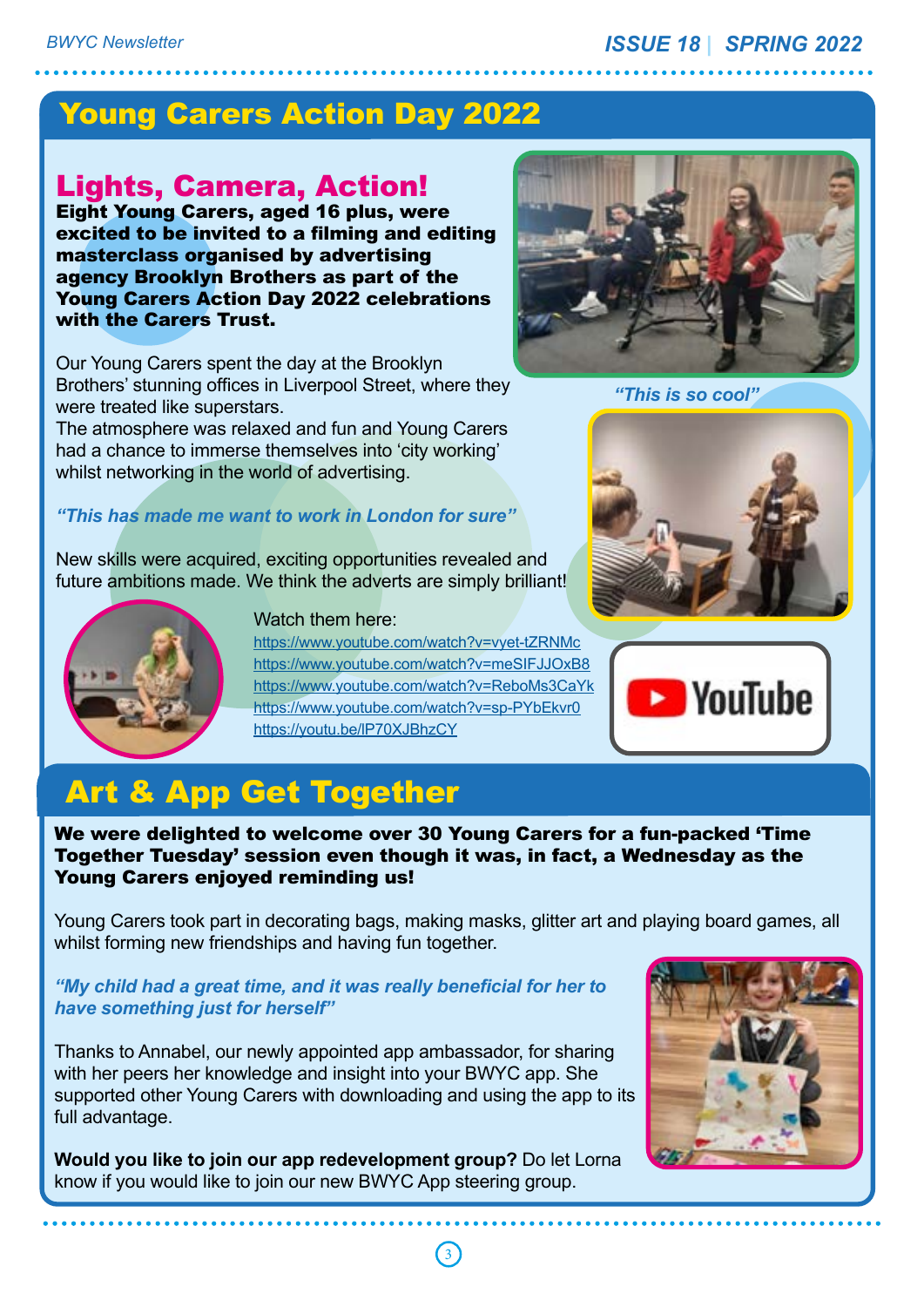# Young Carers Action Day 2022

## Lights, Camera, Action!

**Eight Young Carers, aged 16 plus, were excited to be invited to a filming and editing masterclass organised by advertising agency Brooklyn Brothers as part of the Young Carers Action Day 2022 celebrations with the Carers Trust.**

Our Young Carers spent the day at the Brooklyn Brothers' stunning offices in Liverpool Street, where they were treated like superstars.
The atmosphere was relaxed and fun and Young Carers had a chance to immerse themselves into 'city working' whilst networking in the world of advertising.

*"This has made me want to work in London for sure"*

*"This is so cool"*

New skills were acquired, exciting opportunities revealed and future ambitions made. We think the adverts are simply brilliant!

Watch them here:
https://www.youtube.com/watch?v=vyet-tZRNMc
https://www.youtube.com/watch?v=meSIFJJOxB8
https://www.youtube.com/watch?v=ReboMs3CaYk
https://www.youtube.com/watch?v=sp-PYbEkvr0
https://youtu.be/lP70XJBhzCY

# Art & App Get Together

**We were delighted to welcome over 30 Young Carers for a fun-packed 'Time Together Tuesday' session even though it was, in fact, a Wednesday as the Young Carers enjoyed reminding us!**

Young Carers took part in decorating bags, making masks, glitter art and playing board games, all whilst forming new friendships and having fun together.

*"My child had a great time, and it was really beneficial for her to have something just for herself"*

Thanks to Annabel, our newly appointed app ambassador, for sharing with her peers her knowledge and insight into your BWYC app. She supported other Young Carers with downloading and using the app to its full advantage.

**Would you like to join our app redevelopment group?** Do let Lorna know if you would like to join our new BWYC App steering group.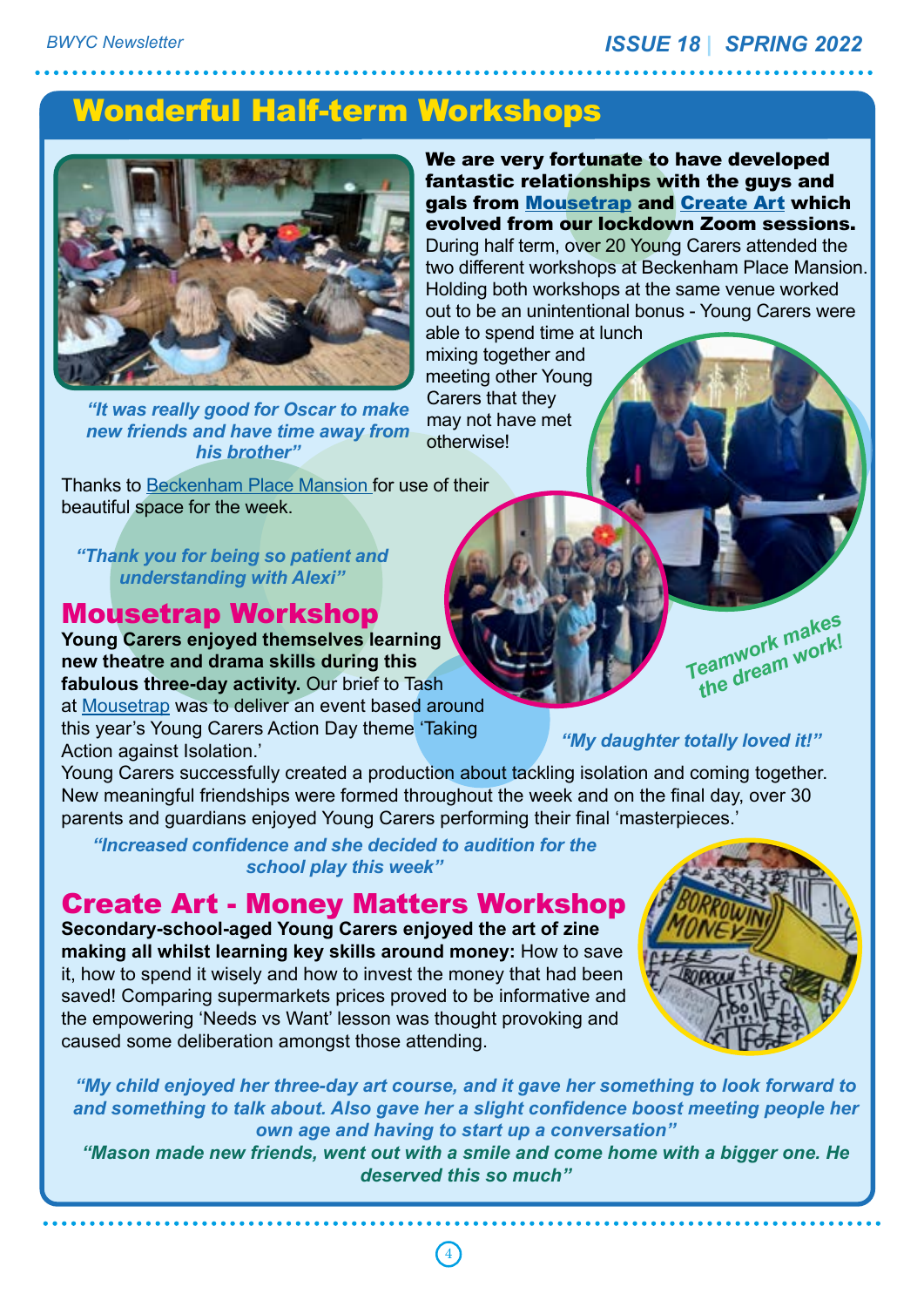# Wonderful Half-term Workshops

**We are very fortunate to have developed fantastic relationships with the guys and gals from Mousetrap and Create Art which evolved from our lockdown Zoom sessions.** During half term, over 20 Young Carers attended the two different workshops at Beckenham Place Mansion. Holding both workshops at the same venue worked out to be an unintentional bonus - Young Carers were able to spend time at lunch mixing together and meeting other Young Carers that they may not have met otherwise!

*"It was really good for Oscar to make new friends and have time away from his brother"*

Thanks to Beckenham Place Mansion for use of their beautiful space for the week.

*"Thank you for being so patient and understanding with Alexi"*

Teamwork makes the dream work!

## Mousetrap Workshop

**Young Carers enjoyed themselves learning new theatre and drama skills during this fabulous three-day activity.** Our brief to Tash at Mousetrap was to deliver an event based around this year's Young Carers Action Day theme 'Taking Action against Isolation.'

*"My daughter totally loved it!"*

Young Carers successfully created a production about tackling isolation and coming together. New meaningful friendships were formed throughout the week and on the final day, over 30 parents and guardians enjoyed Young Carers performing their final 'masterpieces.'

*"Increased confidence and she decided to audition for the school play this week"*

## Create Art - Money Matters Workshop

**Secondary-school-aged Young Carers enjoyed the art of zine making all whilst learning key skills around money:** How to save it, how to spend it wisely and how to invest the money that had been saved! Comparing supermarkets prices proved to be informative and the empowering 'Needs vs Want' lesson was thought provoking and caused some deliberation amongst those attending.

*"My child enjoyed her three-day art course, and it gave her something to look forward to and something to talk about. Also gave her a slight confidence boost meeting people her own age and having to start up a conversation"*

*"Mason made new friends, went out with a smile and come home with a bigger one. He deserved this so much"*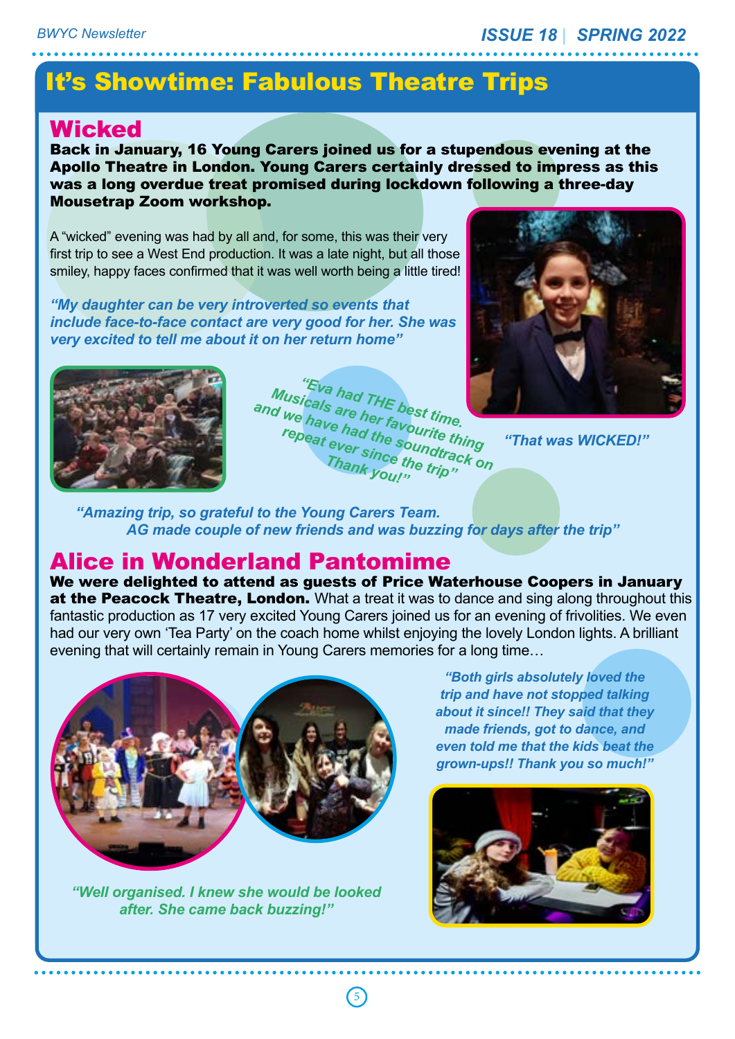# It's Showtime: Fabulous Theatre Trips

## Wicked

**Back in January, 16 Young Carers joined us for a stupendous evening at the Apollo Theatre in London. Young Carers certainly dressed to impress as this was a long overdue treat promised during lockdown following a three-day Mousetrap Zoom workshop.**

A "wicked" evening was had by all and, for some, this was their very first trip to see a West End production. It was a late night, but all those smiley, happy faces confirmed that it was well worth being a little tired!

*"My daughter can be very introverted so events that include face-to-face contact are very good for her. She was very excited to tell me about it on her return home"*

*"Eva had THE best time. Musicals are her favourite thing and we have had the soundtrack on repeat ever since the trip" Thank you!"*

*"That was WICKED!"*

*"Amazing trip, so grateful to the Young Carers Team. AG made couple of new friends and was buzzing for days after the trip"*

## Alice in Wonderland Pantomime

**We were delighted to attend as guests of Price Waterhouse Coopers in January at the Peacock Theatre, London.** What a treat it was to dance and sing along throughout this fantastic production as 17 very excited Young Carers joined us for an evening of frivolities. We even had our very own 'Tea Party' on the coach home whilst enjoying the lovely London lights. A brilliant evening that will certainly remain in Young Carers memories for a long time…

*"Both girls absolutely loved the trip and have not stopped talking about it since!! They said that they made friends, got to dance, and even told me that the kids beat the grown-ups!! Thank you so much!"*

*"Well organised. I knew she would be looked after. She came back buzzing!"*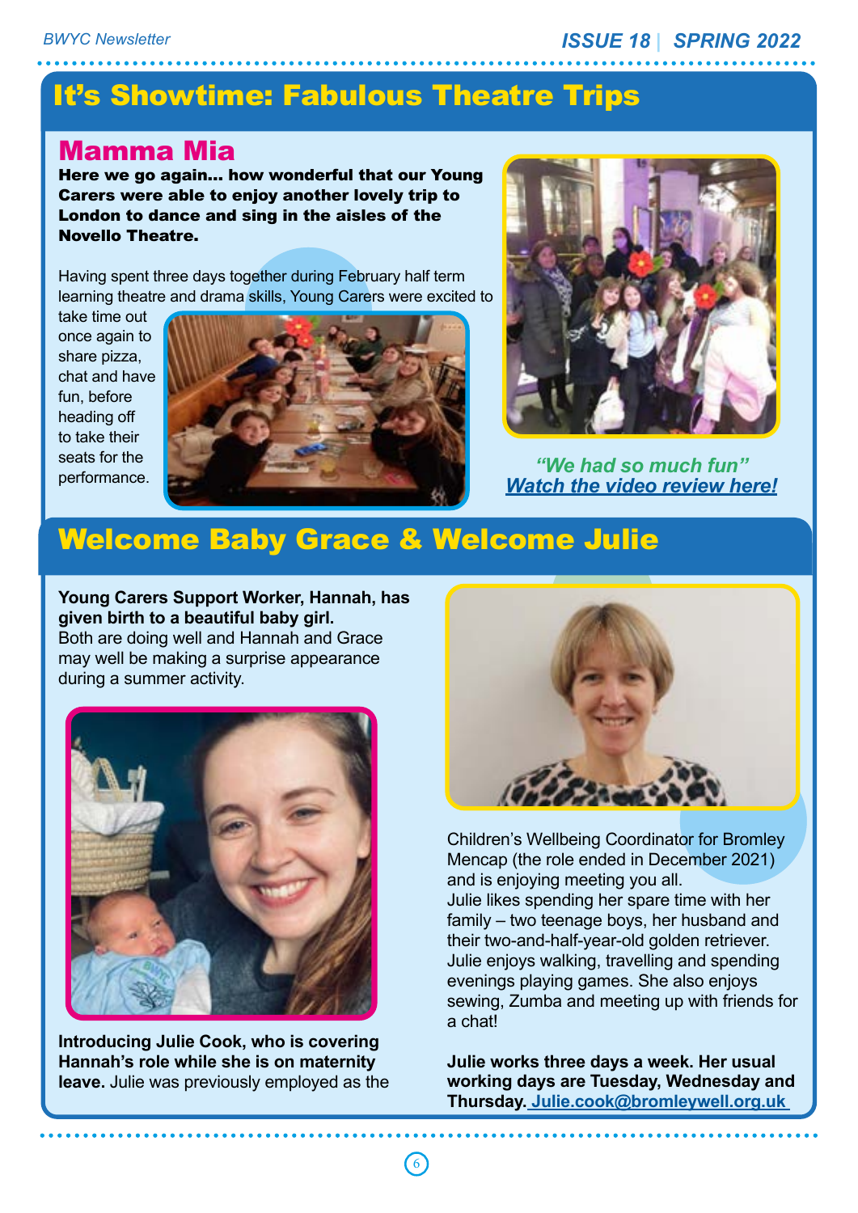# It's Showtime: Fabulous Theatre Trips

## Mamma Mia

**Here we go again... how wonderful that our Young Carers were able to enjoy another lovely trip to London to dance and sing in the aisles of the Novello Theatre.**

Having spent three days together during February half term learning theatre and drama skills, Young Carers were excited to take time out once again to share pizza, chat and have fun, before heading off to take their seats for the performance.

*"We had so much fun"*
***Watch the video review here!***

# Welcome Baby Grace & Welcome Julie

**Young Carers Support Worker, Hannah, has given birth to a beautiful baby girl.** Both are doing well and Hannah and Grace may well be making a surprise appearance during a summer activity.

**Introducing Julie Cook, who is covering Hannah's role while she is on maternity leave.** Julie was previously employed as the Children's Wellbeing Coordinator for Bromley Mencap (the role ended in December 2021) and is enjoying meeting you all. Julie likes spending her spare time with her family – two teenage boys, her husband and their two-and-half-year-old golden retriever. Julie enjoys walking, travelling and spending evenings playing games. She also enjoys sewing, Zumba and meeting up with friends for a chat!

**Julie works three days a week. Her usual working days are Tuesday, Wednesday and Thursday.** Julie.cook@bromleywell.org.uk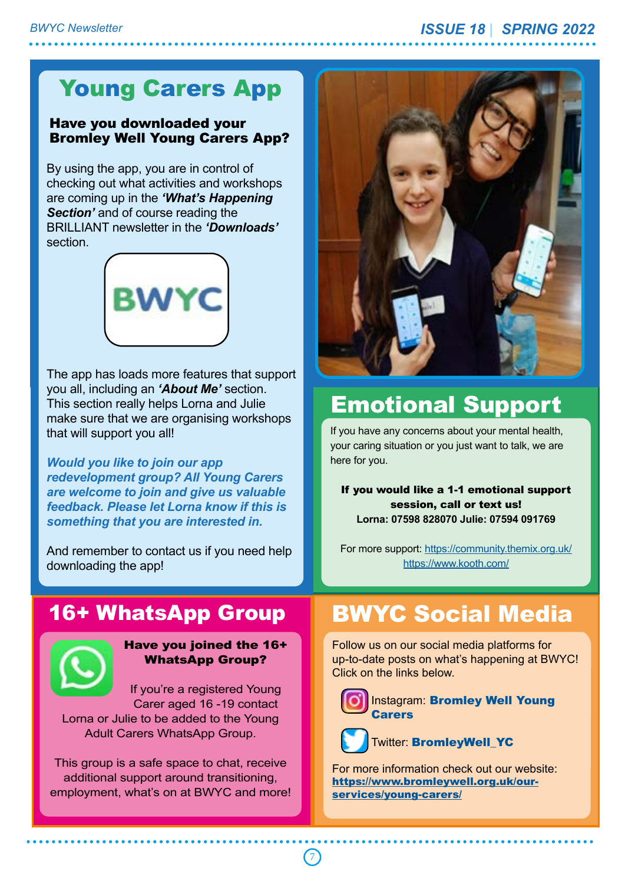## Young Carers App

**Have you downloaded your Bromley Well Young Carers App?**

By using the app, you are in control of checking out what activities and workshops are coming up in the ***'What's Happening Section'*** and of course reading the BRILLIANT newsletter in the ***'Downloads'*** section.

BWYC

The app has loads more features that support you all, including an ***'About Me'*** section. This section really helps Lorna and Julie make sure that we are organising workshops that will support you all!

***Would you like to join our app redevelopment group? All Young Carers are welcome to join and give us valuable feedback. Please let Lorna know if this is something that you are interested in.***

And remember to contact us if you need help downloading the app!

## Emotional Support

If you have any concerns about your mental health, your caring situation or you just want to talk, we are here for you.

**If you would like a 1-1 emotional support session, call or text us!**
**Lorna: 07598 828070 Julie: 07594 091769**

For more support: https://community.themix.org.uk/
https://www.kooth.com/

## 16+ WhatsApp Group

**Have you joined the 16+ WhatsApp Group?**

If you're a registered Young Carer aged 16 -19 contact Lorna or Julie to be added to the Young Adult Carers WhatsApp Group.

This group is a safe space to chat, receive additional support around transitioning, employment, what's on at BWYC and more!

## BWYC Social Media

Follow us on our social media platforms for up-to-date posts on what's happening at BWYC! Click on the links below.

Instagram: **Bromley Well Young Carers**

Twitter: **BromleyWell_YC**

For more information check out our website:
**https://www.bromleywell.org.uk/our-services/young-carers/**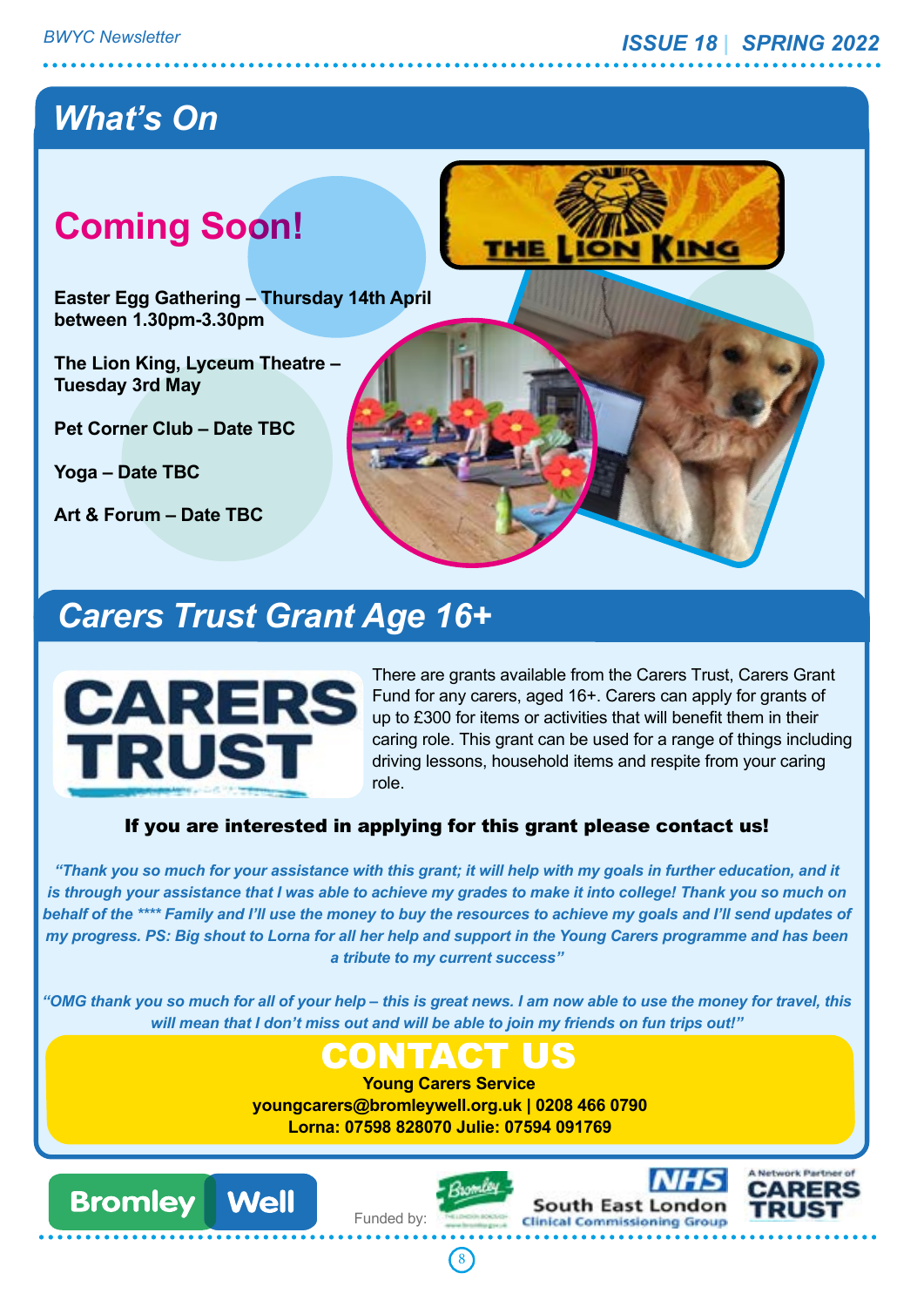## What's On

### Coming Soon!

**Easter Egg Gathering – Thursday 14th April between 1.30pm-3.30pm**

**The Lion King, Lyceum Theatre – Tuesday 3rd May**

**Pet Corner Club – Date TBC**

**Yoga – Date TBC**

**Art & Forum – Date TBC**

## Carers Trust Grant Age 16+

There are grants available from the Carers Trust, Carers Grant Fund for any carers, aged 16+. Carers can apply for grants of up to £300 for items or activities that will benefit them in their caring role. This grant can be used for a range of things including driving lessons, household items and respite from your caring role.

**If you are interested in applying for this grant please contact us!**

*"Thank you so much for your assistance with this grant; it will help with my goals in further education, and it is through your assistance that I was able to achieve my grades to make it into college! Thank you so much on behalf of the **** Family and I'll use the money to buy the resources to achieve my goals and I'll send updates of my progress. PS: Big shout to Lorna for all her help and support in the Young Carers programme and has been a tribute to my current success"*

*"OMG thank you so much for all of your help – this is great news. I am now able to use the money for travel, this will mean that I don't miss out and will be able to join my friends on fun trips out!"*

## CONTACT US

**Young Carers Service**
**youngcarers@bromleywell.org.uk | 0208 466 0790**
**Lorna: 07598 828070 Julie: 07594 091769**

Bromley Well

Funded by: Bromley, NHS South East London Clinical Commissioning Group, A Network Partner of Carers Trust